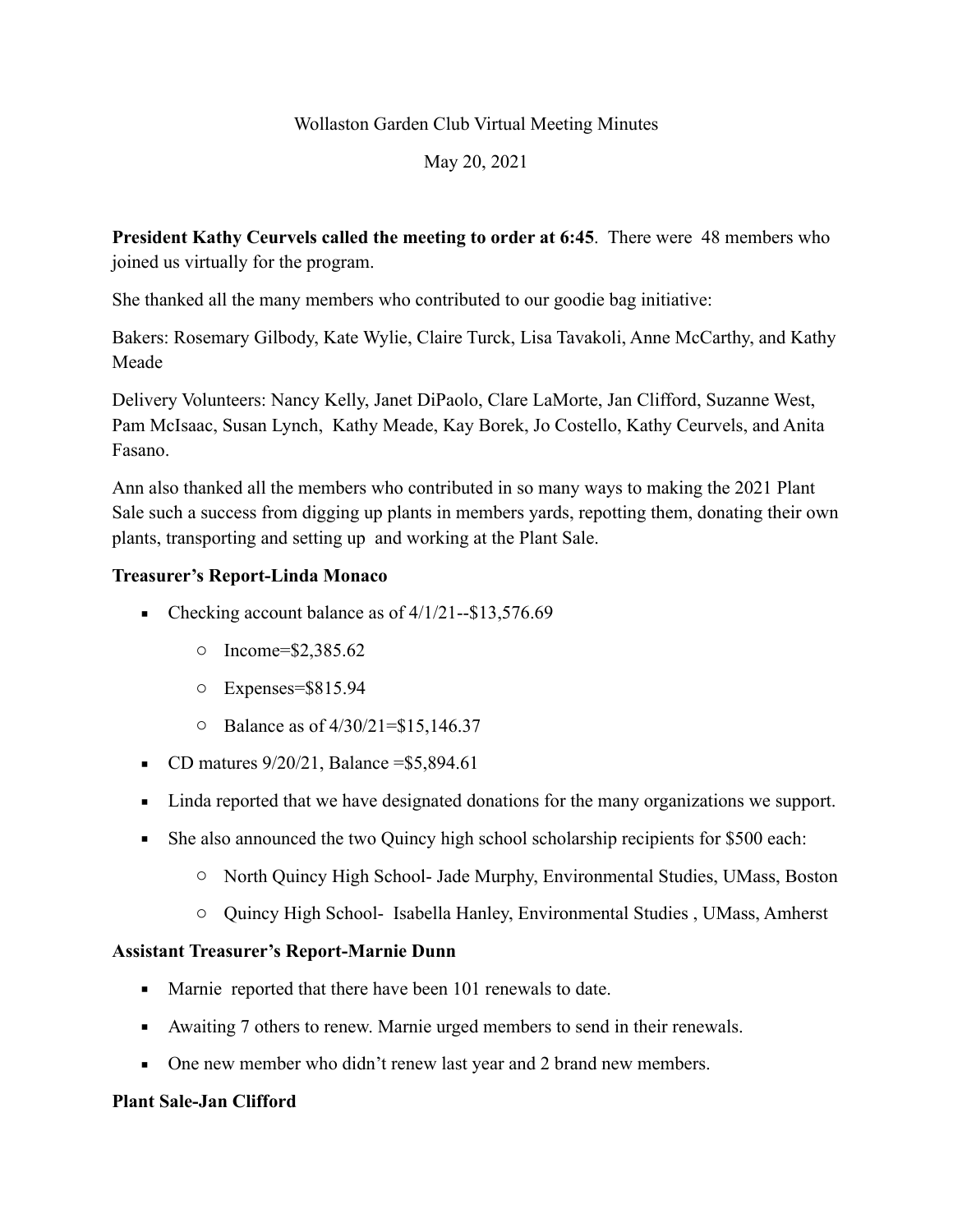Wollaston Garden Club Virtual Meeting Minutes

May 20, 2021

**President Kathy Ceurvels called the meeting to order at 6:45**. There were 48 members who joined us virtually for the program.

She thanked all the many members who contributed to our goodie bag initiative:

Bakers: Rosemary Gilbody, Kate Wylie, Claire Turck, Lisa Tavakoli, Anne McCarthy, and Kathy Meade

Delivery Volunteers: Nancy Kelly, Janet DiPaolo, Clare LaMorte, Jan Clifford, Suzanne West, Pam McIsaac, Susan Lynch, Kathy Meade, Kay Borek, Jo Costello, Kathy Ceurvels, and Anita Fasano.

Ann also thanked all the members who contributed in so many ways to making the 2021 Plant Sale such a success from digging up plants in members yards, repotting them, donating their own plants, transporting and setting up and working at the Plant Sale.

**Treasurer's Report-Linda Monaco**

- Checking account balance as of 4/1/21--$13,576.69
  - Income=$2,385.62
  - Expenses=$815.94
  - Balance as of 4/30/21=$15,146.37
- CD matures 9/20/21, Balance =$5,894.61
- Linda reported that we have designated donations for the many organizations we support.
- She also announced the two Quincy high school scholarship recipients for $500 each:
  - North Quincy High School- Jade Murphy, Environmental Studies, UMass, Boston
  - Quincy High School- Isabella Hanley, Environmental Studies , UMass, Amherst

**Assistant Treasurer's Report-Marnie Dunn**

- Marnie reported that there have been 101 renewals to date.
- Awaiting 7 others to renew. Marnie urged members to send in their renewals.
- One new member who didn't renew last year and 2 brand new members.

**Plant Sale-Jan Clifford**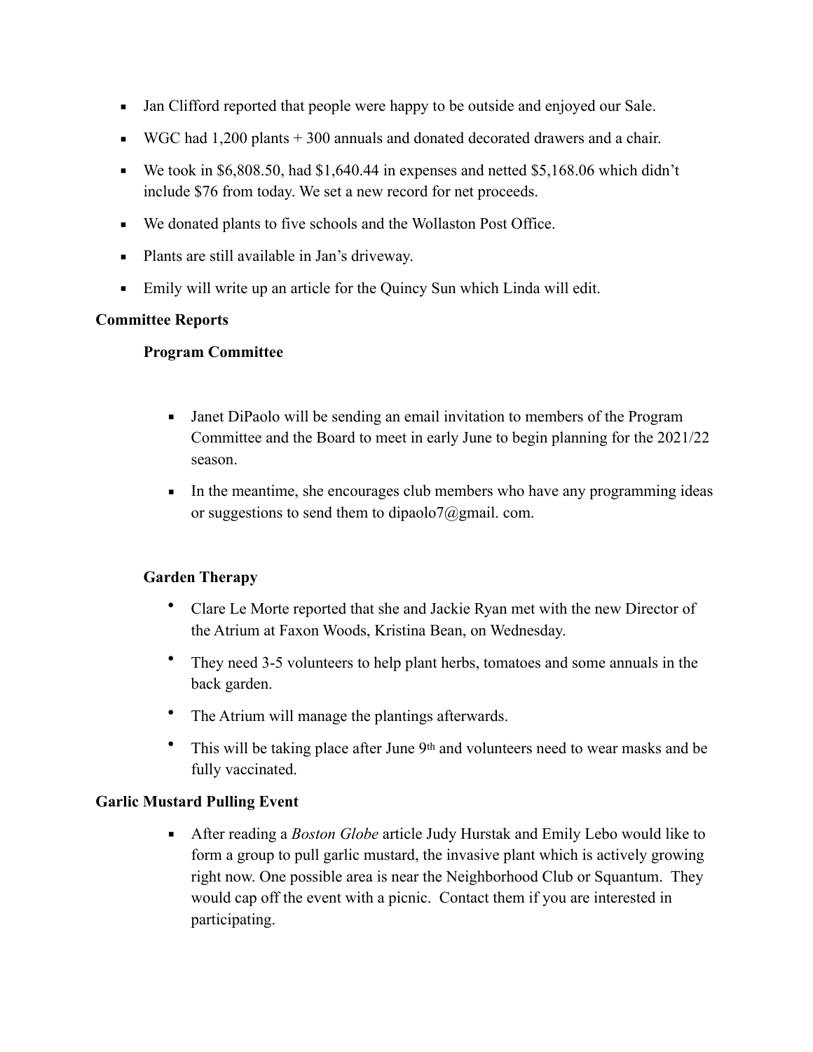- Jan Clifford reported that people were happy to be outside and enjoyed our Sale.
- WGC had 1,200 plants + 300 annuals and donated decorated drawers and a chair.
- We took in $6,808.50, had $1,640.44 in expenses and netted $5,168.06 which didn't include $76 from today. We set a new record for net proceeds.
- We donated plants to five schools and the Wollaston Post Office.
- Plants are still available in Jan's driveway.
- Emily will write up an article for the Quincy Sun which Linda will edit.

**Committee Reports**

**Program Committee**

- Janet DiPaolo will be sending an email invitation to members of the Program Committee and the Board to meet in early June to begin planning for the 2021/22 season.
- In the meantime, she encourages club members who have any programming ideas or suggestions to send them to dipaolo7@gmail. com.

**Garden Therapy**

- Clare Le Morte reported that she and Jackie Ryan met with the new Director of the Atrium at Faxon Woods, Kristina Bean, on Wednesday.
- They need 3-5 volunteers to help plant herbs, tomatoes and some annuals in the back garden.
- The Atrium will manage the plantings afterwards.
- This will be taking place after June 9th and volunteers need to wear masks and be fully vaccinated.

**Garlic Mustard Pulling Event**

- After reading a *Boston Globe* article Judy Hurstak and Emily Lebo would like to form a group to pull garlic mustard, the invasive plant which is actively growing right now. One possible area is near the Neighborhood Club or Squantum. They would cap off the event with a picnic. Contact them if you are interested in participating.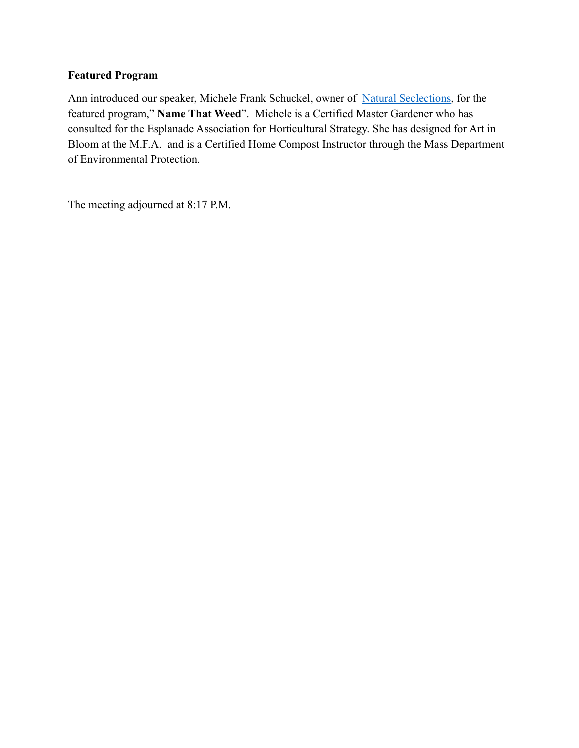**Featured Program**

Ann introduced our speaker, Michele Frank Schuckel, owner of [Natural Seclections](), for the featured program," **Name That Weed**". Michele is a Certified Master Gardener who has consulted for the Esplanade Association for Horticultural Strategy. She has designed for Art in Bloom at the M.F.A. and is a Certified Home Compost Instructor through the Mass Department of Environmental Protection.

The meeting adjourned at 8:17 P.M.